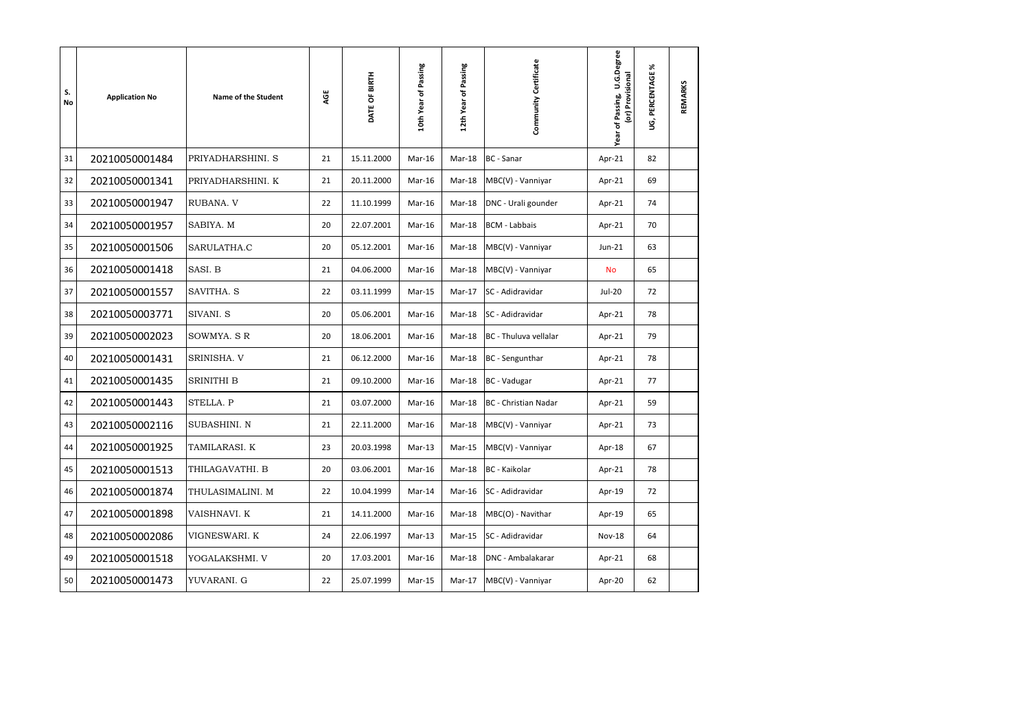| S. No | Application No | Name of the Student | AGE | DATE OF BIRTH | 10th Year of Passing | 12th Year of Passing | Community Certificate | Year of Passing, U.G.Degree (or) Provisional | UG, PERCENTAGE % | REMARKS |
|---|---|---|---|---|---|---|---|---|---|---|
| 31 | 20210050001484 | PRIYADHARSHINI. S | 21 | 15.11.2000 | Mar-16 | Mar-18 | BC - Sanar | Apr-21 | 82 | |
| 32 | 20210050001341 | PRIYADHARSHINI. K | 21 | 20.11.2000 | Mar-16 | Mar-18 | MBC(V) - Vanniyar | Apr-21 | 69 | |
| 33 | 20210050001947 | RUBANA. V | 22 | 11.10.1999 | Mar-16 | Mar-18 | DNC - Urali gounder | Apr-21 | 74 | |
| 34 | 20210050001957 | SABIYA. M | 20 | 22.07.2001 | Mar-16 | Mar-18 | BCM - Labbais | Apr-21 | 70 | |
| 35 | 20210050001506 | SARULATHA.C | 20 | 05.12.2001 | Mar-16 | Mar-18 | MBC(V) - Vanniyar | Jun-21 | 63 | |
| 36 | 20210050001418 | SASI. B | 21 | 04.06.2000 | Mar-16 | Mar-18 | MBC(V) - Vanniyar | No | 65 | |
| 37 | 20210050001557 | SAVITHA. S | 22 | 03.11.1999 | Mar-15 | Mar-17 | SC - Adidravidar | Jul-20 | 72 | |
| 38 | 20210050003771 | SIVANI. S | 20 | 05.06.2001 | Mar-16 | Mar-18 | SC - Adidravidar | Apr-21 | 78 | |
| 39 | 20210050002023 | SOWMYA. S R | 20 | 18.06.2001 | Mar-16 | Mar-18 | BC - Thuluva vellalar | Apr-21 | 79 | |
| 40 | 20210050001431 | SRINISHA. V | 21 | 06.12.2000 | Mar-16 | Mar-18 | BC - Sengunthar | Apr-21 | 78 | |
| 41 | 20210050001435 | SRINITHI B | 21 | 09.10.2000 | Mar-16 | Mar-18 | BC - Vadugar | Apr-21 | 77 | |
| 42 | 20210050001443 | STELLA. P | 21 | 03.07.2000 | Mar-16 | Mar-18 | BC - Christian Nadar | Apr-21 | 59 | |
| 43 | 20210050002116 | SUBASHINI. N | 21 | 22.11.2000 | Mar-16 | Mar-18 | MBC(V) - Vanniyar | Apr-21 | 73 | |
| 44 | 20210050001925 | TAMILARASI. K | 23 | 20.03.1998 | Mar-13 | Mar-15 | MBC(V) - Vanniyar | Apr-18 | 67 | |
| 45 | 20210050001513 | THILAGAVATHI. B | 20 | 03.06.2001 | Mar-16 | Mar-18 | BC - Kaikolar | Apr-21 | 78 | |
| 46 | 20210050001874 | THULASIMALINI. M | 22 | 10.04.1999 | Mar-14 | Mar-16 | SC - Adidravidar | Apr-19 | 72 | |
| 47 | 20210050001898 | VAISHNAVI. K | 21 | 14.11.2000 | Mar-16 | Mar-18 | MBC(O) - Navithar | Apr-19 | 65 | |
| 48 | 20210050002086 | VIGNESWARI. K | 24 | 22.06.1997 | Mar-13 | Mar-15 | SC - Adidravidar | Nov-18 | 64 | |
| 49 | 20210050001518 | YOGALAKSHMI. V | 20 | 17.03.2001 | Mar-16 | Mar-18 | DNC - Ambalakarar | Apr-21 | 68 | |
| 50 | 20210050001473 | YUVARANI. G | 22 | 25.07.1999 | Mar-15 | Mar-17 | MBC(V) - Vanniyar | Apr-20 | 62 | |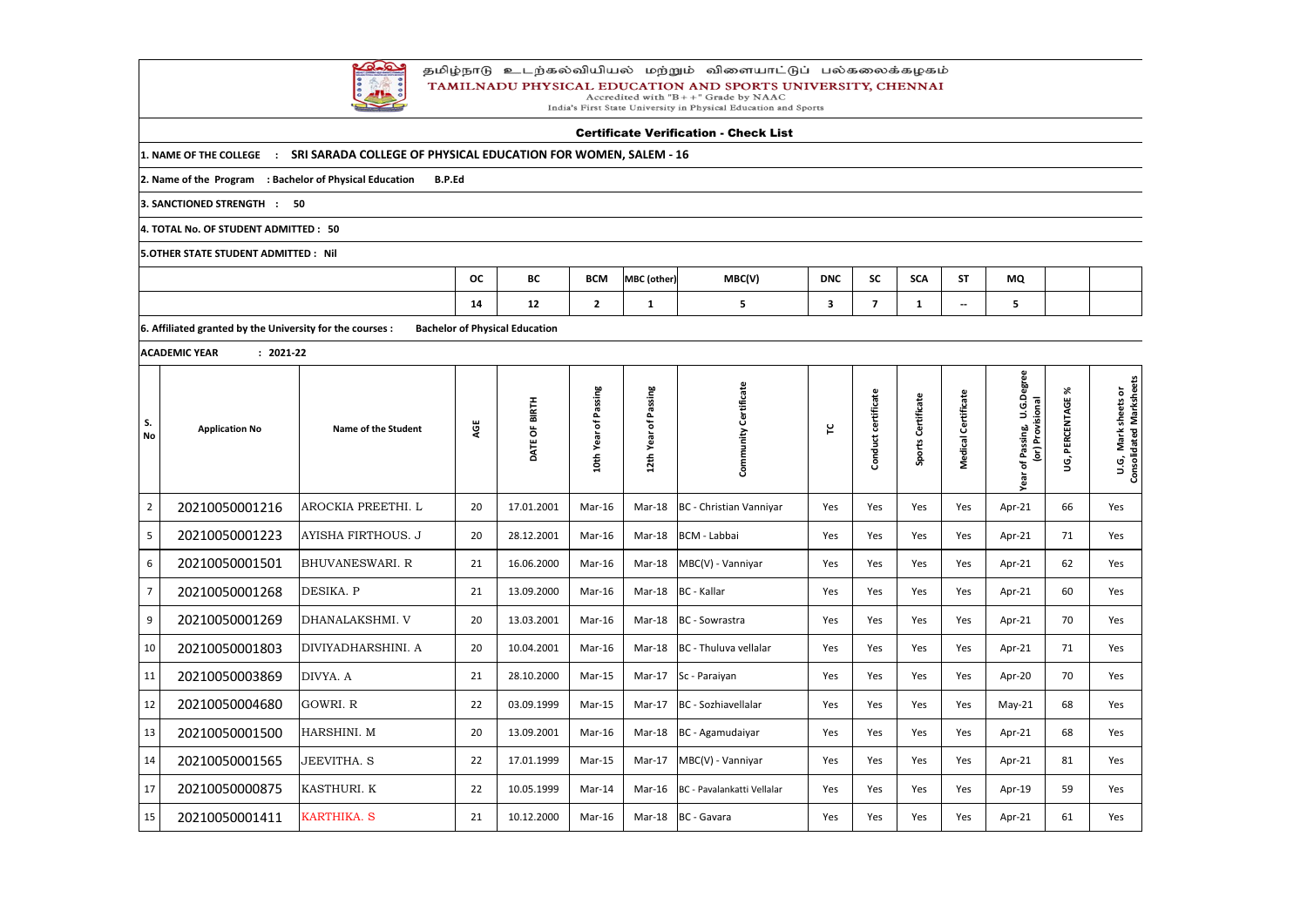தமிழ்நாடு உடற்கல்வியியல் மற்றும் விளையாட்டுப் பல்கலைக்கழகம்

**TAMILNADU PHYSICAL EDUCATION AND SPORTS UNIVERSITY, CHENNAI**

Accredited with "B++" Grade by NAAC

India's First State University in Physical Education and Sports

## Certificate Verification - Check List

**1. NAME OF THE COLLEGE : SRI SARADA COLLEGE OF PHYSICAL EDUCATION FOR WOMEN, SALEM - 16**

**2. Name of the Program : Bachelor of Physical Education B.P.Ed**

**3. SANCTIONED STRENGTH : 50**

**4. TOTAL No. OF STUDENT ADMITTED : 50**

**5.OTHER STATE STUDENT ADMITTED : Nil**

| OC | BC | BCM | MBC (other) | MBC(V) | DNC | SC | SCA | ST | MQ | | |
|---|---|---|---|---|---|---|---|---|---|---|---|
| 14 | 12 | 2 | 1 | 5 | 3 | 7 | 1 | -- | 5 | | |

**6. Affiliated granted by the University for the courses : Bachelor of Physical Education**

**ACADEMIC YEAR : 2021-22**

| S. No | Application No | Name of the Student | AGE | DATE OF BIRTH | 10th Year of Passing | 12th Year of Passing | Community Certificate | TC | Conduct certificate | Sports Certificate | Medical Certificate | Year of Passing U.G.Degree (or) Provisional | UG, PERCENTAGE % | U.G. Mark sheets or Consolidated Marksheets |
|---|---|---|---|---|---|---|---|---|---|---|---|---|---|---|
| 2 | 20210050001216 | AROCKIA PREETHI. L | 20 | 17.01.2001 | Mar-16 | Mar-18 | BC - Christian Vanniyar | Yes | Yes | Yes | Yes | Apr-21 | 66 | Yes |
| 5 | 20210050001223 | AYISHA FIRTHOUS. J | 20 | 28.12.2001 | Mar-16 | Mar-18 | BCM - Labbai | Yes | Yes | Yes | Yes | Apr-21 | 71 | Yes |
| 6 | 20210050001501 | BHUVANESWARI. R | 21 | 16.06.2000 | Mar-16 | Mar-18 | MBC(V) - Vanniyar | Yes | Yes | Yes | Yes | Apr-21 | 62 | Yes |
| 7 | 20210050001268 | DESIKA. P | 21 | 13.09.2000 | Mar-16 | Mar-18 | BC - Kallar | Yes | Yes | Yes | Yes | Apr-21 | 60 | Yes |
| 9 | 20210050001269 | DHANALAKSHMI. V | 20 | 13.03.2001 | Mar-16 | Mar-18 | BC - Sowrastra | Yes | Yes | Yes | Yes | Apr-21 | 70 | Yes |
| 10 | 20210050001803 | DIVIYADHARSHINI. A | 20 | 10.04.2001 | Mar-16 | Mar-18 | BC - Thuluva vellalar | Yes | Yes | Yes | Yes | Apr-21 | 71 | Yes |
| 11 | 20210050003869 | DIVYA. A | 21 | 28.10.2000 | Mar-15 | Mar-17 | Sc - Paraiyan | Yes | Yes | Yes | Yes | Apr-20 | 70 | Yes |
| 12 | 20210050004680 | GOWRI. R | 22 | 03.09.1999 | Mar-15 | Mar-17 | BC - Sozhiavellalar | Yes | Yes | Yes | Yes | May-21 | 68 | Yes |
| 13 | 20210050001500 | HARSHINI. M | 20 | 13.09.2001 | Mar-16 | Mar-18 | BC - Agamudaiyar | Yes | Yes | Yes | Yes | Apr-21 | 68 | Yes |
| 14 | 20210050001565 | JEEVITHA. S | 22 | 17.01.1999 | Mar-15 | Mar-17 | MBC(V) - Vanniyar | Yes | Yes | Yes | Yes | Apr-21 | 81 | Yes |
| 17 | 20210050000875 | KASTHURI. K | 22 | 10.05.1999 | Mar-14 | Mar-16 | BC - Pavalankatti Vellalar | Yes | Yes | Yes | Yes | Apr-19 | 59 | Yes |
| 15 | 20210050001411 | KARTHIKA. S | 21 | 10.12.2000 | Mar-16 | Mar-18 | BC - Gavara | Yes | Yes | Yes | Yes | Apr-21 | 61 | Yes |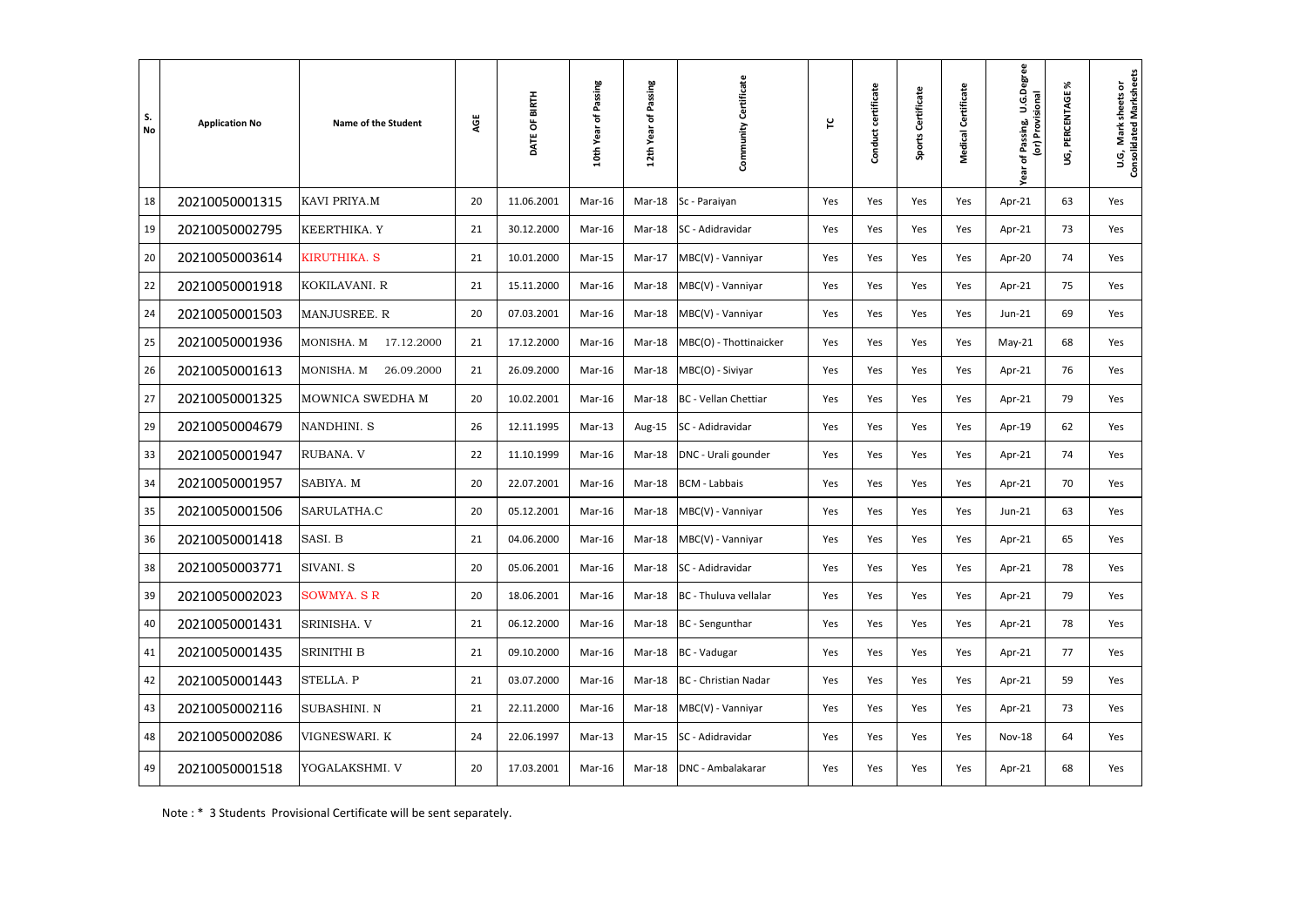| S. No | Application No | Name of the Student | AGE | DATE OF BIRTH | 10th Year of Passing | 12th Year of Passing | Community Certificate | TC | Conduct certificate | Sports Certificate | Medical Certificate | Year of Passing, U.G.Degree (or) Provisional | UG, PERCENTAGE % | U.G. Mark sheets or Consolidated Marksheets |
|---|---|---|---|---|---|---|---|---|---|---|---|---|---|---|
| 18 | 20210050001315 | KAVI PRIYA.M | 20 | 11.06.2001 | Mar-16 | Mar-18 | Sc - Paraiyan | Yes | Yes | Yes | Yes | Apr-21 | 63 | Yes |
| 19 | 20210050002795 | KEERTHIKA. Y | 21 | 30.12.2000 | Mar-16 | Mar-18 | SC - Adidravidar | Yes | Yes | Yes | Yes | Apr-21 | 73 | Yes |
| 20 | 20210050003614 | KIRUTHIKA. S | 21 | 10.01.2000 | Mar-15 | Mar-17 | MBC(V) - Vanniyar | Yes | Yes | Yes | Yes | Apr-20 | 74 | Yes |
| 22 | 20210050001918 | KOKILAVANI. R | 21 | 15.11.2000 | Mar-16 | Mar-18 | MBC(V) - Vanniyar | Yes | Yes | Yes | Yes | Apr-21 | 75 | Yes |
| 24 | 20210050001503 | MANJUSREE. R | 20 | 07.03.2001 | Mar-16 | Mar-18 | MBC(V) - Vanniyar | Yes | Yes | Yes | Yes | Jun-21 | 69 | Yes |
| 25 | 20210050001936 | MONISHA. M 17.12.2000 | 21 | 17.12.2000 | Mar-16 | Mar-18 | MBC(O) - Thottinaicker | Yes | Yes | Yes | Yes | May-21 | 68 | Yes |
| 26 | 20210050001613 | MONISHA. M 26.09.2000 | 21 | 26.09.2000 | Mar-16 | Mar-18 | MBC(O) - Siviyar | Yes | Yes | Yes | Yes | Apr-21 | 76 | Yes |
| 27 | 20210050001325 | MOWNICA SWEDHA M | 20 | 10.02.2001 | Mar-16 | Mar-18 | BC - Vellan Chettiar | Yes | Yes | Yes | Yes | Apr-21 | 79 | Yes |
| 29 | 20210050004679 | NANDHINI. S | 26 | 12.11.1995 | Mar-13 | Aug-15 | SC - Adidravidar | Yes | Yes | Yes | Yes | Apr-19 | 62 | Yes |
| 33 | 20210050001947 | RUBANA. V | 22 | 11.10.1999 | Mar-16 | Mar-18 | DNC - Urali gounder | Yes | Yes | Yes | Yes | Apr-21 | 74 | Yes |
| 34 | 20210050001957 | SABIYA. M | 20 | 22.07.2001 | Mar-16 | Mar-18 | BCM - Labbais | Yes | Yes | Yes | Yes | Apr-21 | 70 | Yes |
| 35 | 20210050001506 | SARULATHA.C | 20 | 05.12.2001 | Mar-16 | Mar-18 | MBC(V) - Vanniyar | Yes | Yes | Yes | Yes | Jun-21 | 63 | Yes |
| 36 | 20210050001418 | SASI. B | 21 | 04.06.2000 | Mar-16 | Mar-18 | MBC(V) - Vanniyar | Yes | Yes | Yes | Yes | Apr-21 | 65 | Yes |
| 38 | 20210050003771 | SIVANI. S | 20 | 05.06.2001 | Mar-16 | Mar-18 | SC - Adidravidar | Yes | Yes | Yes | Yes | Apr-21 | 78 | Yes |
| 39 | 20210050002023 | SOWMYA. S R | 20 | 18.06.2001 | Mar-16 | Mar-18 | BC - Thuluva vellalar | Yes | Yes | Yes | Yes | Apr-21 | 79 | Yes |
| 40 | 20210050001431 | SRINISHA. V | 21 | 06.12.2000 | Mar-16 | Mar-18 | BC - Sengunthar | Yes | Yes | Yes | Yes | Apr-21 | 78 | Yes |
| 41 | 20210050001435 | SRINITHI B | 21 | 09.10.2000 | Mar-16 | Mar-18 | BC - Vadugar | Yes | Yes | Yes | Yes | Apr-21 | 77 | Yes |
| 42 | 20210050001443 | STELLA. P | 21 | 03.07.2000 | Mar-16 | Mar-18 | BC - Christian Nadar | Yes | Yes | Yes | Yes | Apr-21 | 59 | Yes |
| 43 | 20210050002116 | SUBASHINI. N | 21 | 22.11.2000 | Mar-16 | Mar-18 | MBC(V) - Vanniyar | Yes | Yes | Yes | Yes | Apr-21 | 73 | Yes |
| 48 | 20210050002086 | VIGNESWARI. K | 24 | 22.06.1997 | Mar-13 | Mar-15 | SC - Adidravidar | Yes | Yes | Yes | Yes | Nov-18 | 64 | Yes |
| 49 | 20210050001518 | YOGALAKSHMI. V | 20 | 17.03.2001 | Mar-16 | Mar-18 | DNC - Ambalakarar | Yes | Yes | Yes | Yes | Apr-21 | 68 | Yes |

Note : * 3 Students Provisional Certificate will be sent separately.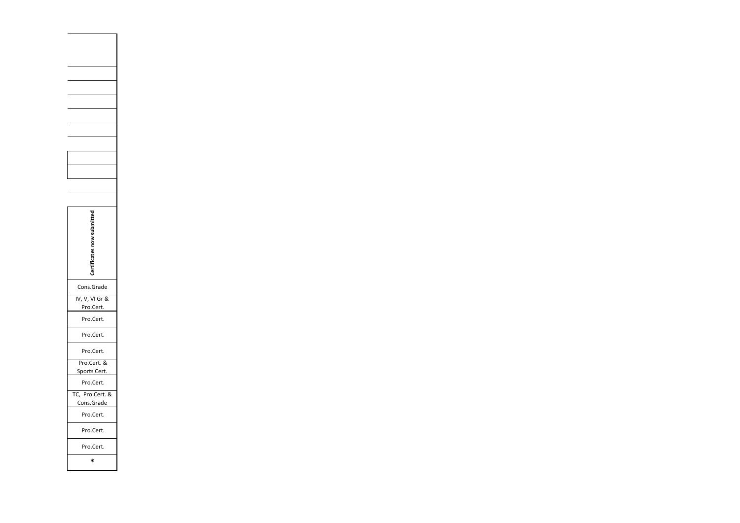| Certificates now submitted |
|---|
| Cons.Grade |
| IV, V, VI Gr & Pro.Cert. |
| Pro.Cert. |
| Pro.Cert. |
| Pro.Cert. |
| Pro.Cert. & Sports Cert. |
| Pro.Cert. |
| TC, Pro.Cert. & Cons.Grade |
| Pro.Cert. |
| Pro.Cert. |
| Pro.Cert. |
| * |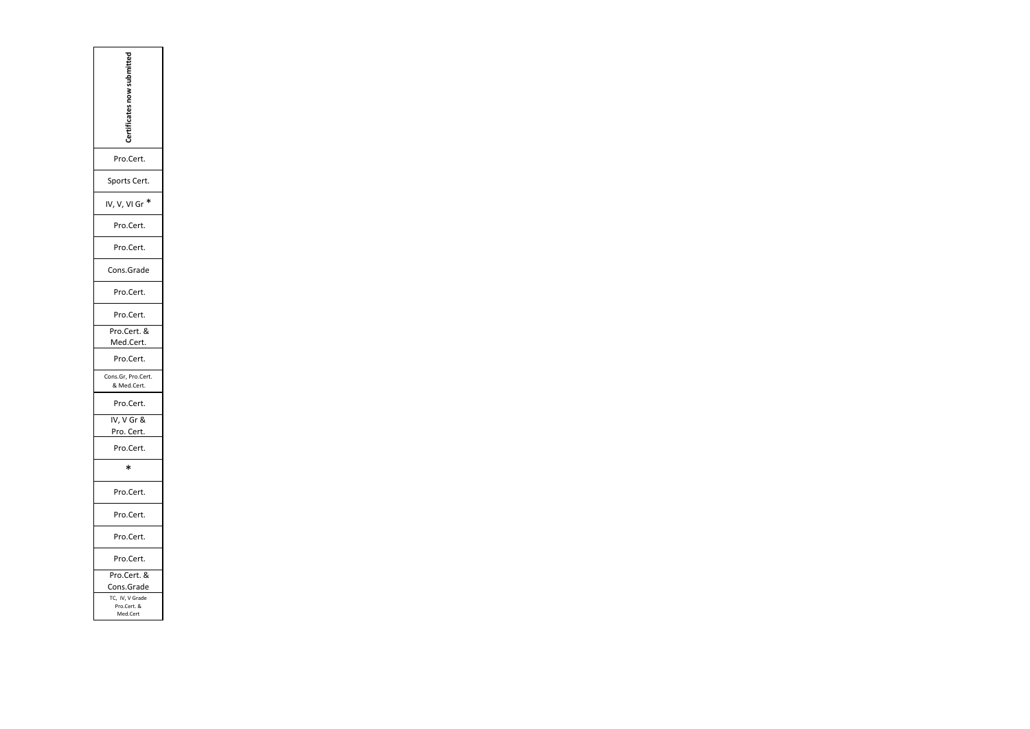| Certificates now submitted |
| --- |
| Pro.Cert. |
| Sports Cert. |
| IV, V, VI Gr * |
| Pro.Cert. |
| Pro.Cert. |
| Cons.Grade |
| Pro.Cert. |
| Pro.Cert. |
| Pro.Cert. & Med.Cert. |
| Pro.Cert. |
| Cons.Gr, Pro.Cert. & Med.Cert. |
| Pro.Cert. |
| IV, V Gr & Pro. Cert. |
| Pro.Cert. |
| * |
| Pro.Cert. |
| Pro.Cert. |
| Pro.Cert. |
| Pro.Cert. |
| Pro.Cert. & Cons.Grade |
| TC, IV, V Grade Pro.Cert. & Med.Cert |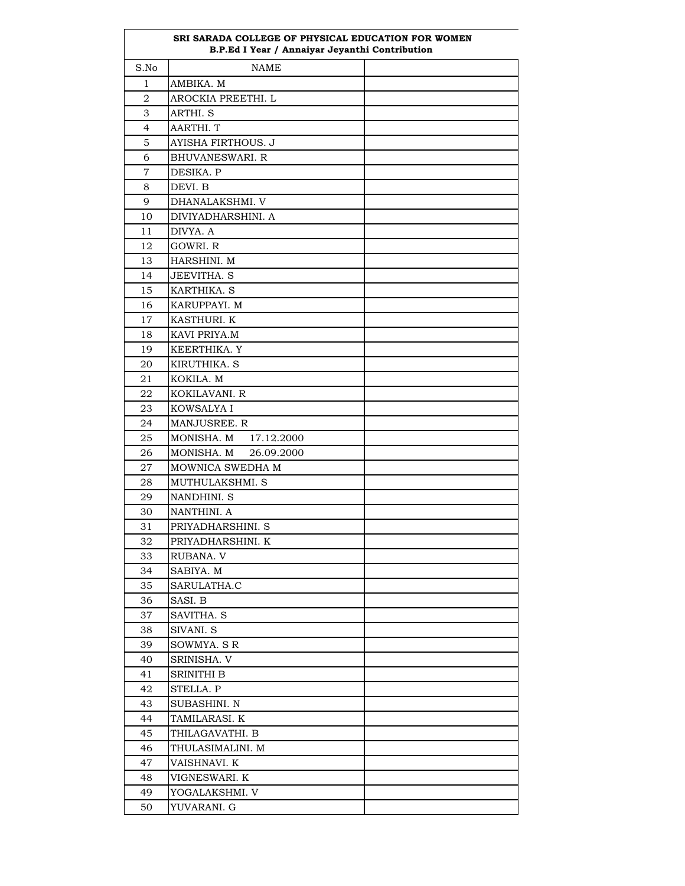**SRI SARADA COLLEGE OF PHYSICAL EDUCATION FOR WOMEN**
**B.P.Ed I Year / Annaiyar Jeyanthi Contribution**

| S.No | NAME | |
|---|---|---|
| 1 | AMBIKA. M | |
| 2 | AROCKIA PREETHI. L | |
| 3 | ARTHI. S | |
| 4 | AARTHI. T | |
| 5 | AYISHA FIRTHOUS. J | |
| 6 | BHUVANESWARI. R | |
| 7 | DESIKA. P | |
| 8 | DEVI. B | |
| 9 | DHANALAKSHMI. V | |
| 10 | DIVIYADHARSHINI. A | |
| 11 | DIVYA. A | |
| 12 | GOWRI. R | |
| 13 | HARSHINI. M | |
| 14 | JEEVITHA. S | |
| 15 | KARTHIKA. S | |
| 16 | KARUPPAYI. M | |
| 17 | KASTHURI. K | |
| 18 | KAVI PRIYA.M | |
| 19 | KEERTHIKA. Y | |
| 20 | KIRUTHIKA. S | |
| 21 | KOKILA. M | |
| 22 | KOKILAVANI. R | |
| 23 | KOWSALYA I | |
| 24 | MANJUSREE. R | |
| 25 | MONISHA. M 17.12.2000 | |
| 26 | MONISHA. M 26.09.2000 | |
| 27 | MOWNICA SWEDHA M | |
| 28 | MUTHULAKSHMI. S | |
| 29 | NANDHINI. S | |
| 30 | NANTHINI. A | |
| 31 | PRIYADHARSHINI. S | |
| 32 | PRIYADHARSHINI. K | |
| 33 | RUBANA. V | |
| 34 | SABIYA. M | |
| 35 | SARULATHA.C | |
| 36 | SASI. B | |
| 37 | SAVITHA. S | |
| 38 | SIVANI. S | |
| 39 | SOWMYA. S R | |
| 40 | SRINISHA. V | |
| 41 | SRINITHI B | |
| 42 | STELLA. P | |
| 43 | SUBASHINI. N | |
| 44 | TAMILARASI. K | |
| 45 | THILAGAVATHI. B | |
| 46 | THULASIMALINI. M | |
| 47 | VAISHNAVI. K | |
| 48 | VIGNESWARI. K | |
| 49 | YOGALAKSHMI. V | |
| 50 | YUVARANI. G | |